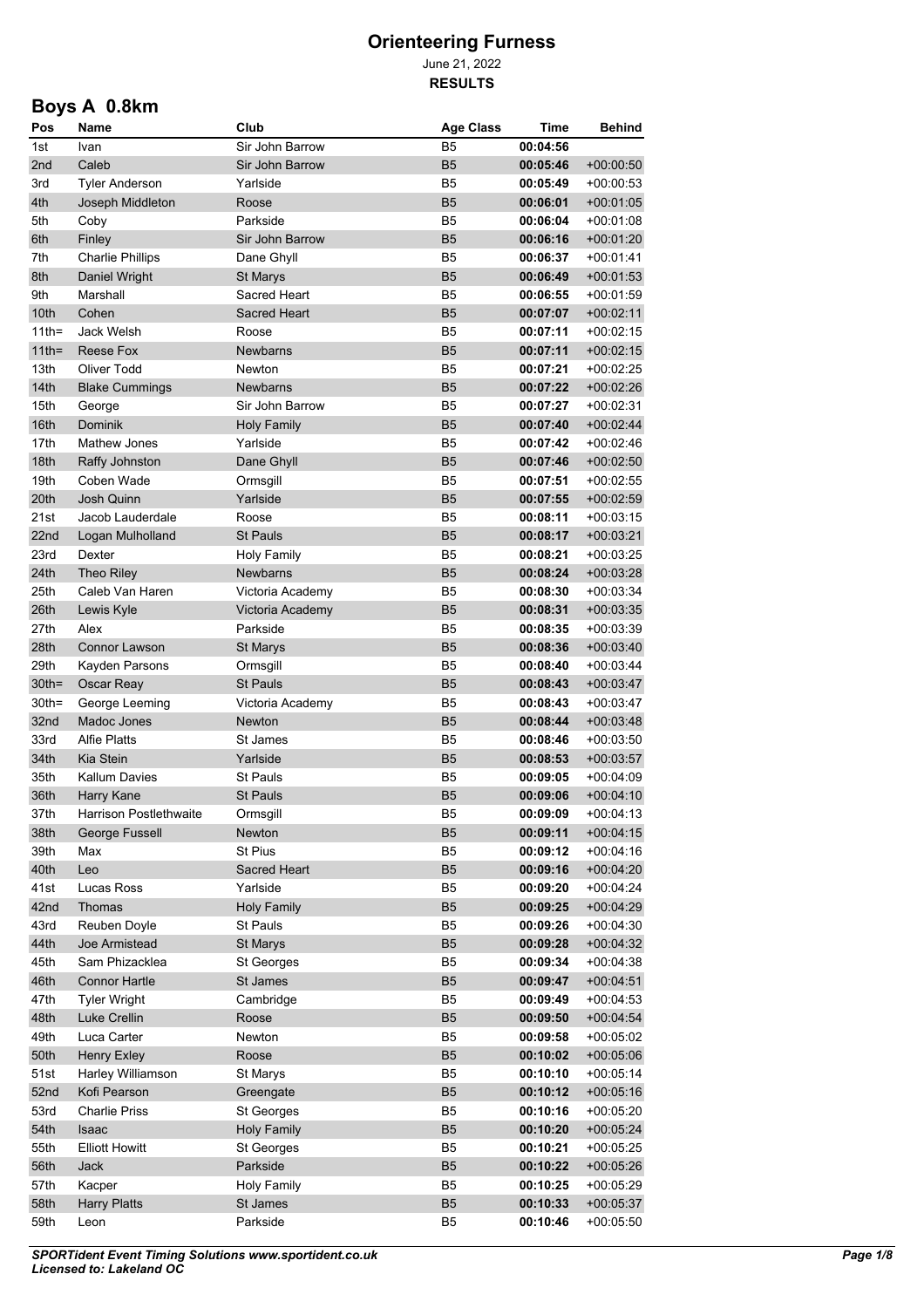# Orienteering Furness

June 21, 2022

**RESULTS**

## Boys A 0.8km

| Pos | Name | Club | Age Class | Time | Behind |
|---|---|---|---|---|---|
| 1st | Ivan | Sir John Barrow | B5 | **00:04:56** | |
| 2nd | Caleb | Sir John Barrow | B5 | **00:05:46** | +00:00:50 |
| 3rd | Tyler Anderson | Yarlside | B5 | **00:05:49** | +00:00:53 |
| 4th | Joseph Middleton | Roose | B5 | **00:06:01** | +00:01:05 |
| 5th | Coby | Parkside | B5 | **00:06:04** | +00:01:08 |
| 6th | Finley | Sir John Barrow | B5 | **00:06:16** | +00:01:20 |
| 7th | Charlie Phillips | Dane Ghyll | B5 | **00:06:37** | +00:01:41 |
| 8th | Daniel Wright | St Marys | B5 | **00:06:49** | +00:01:53 |
| 9th | Marshall | Sacred Heart | B5 | **00:06:55** | +00:01:59 |
| 10th | Cohen | Sacred Heart | B5 | **00:07:07** | +00:02:11 |
| 11th= | Jack Welsh | Roose | B5 | **00:07:11** | +00:02:15 |
| 11th= | Reese Fox | Newbarns | B5 | **00:07:11** | +00:02:15 |
| 13th | Oliver Todd | Newton | B5 | **00:07:21** | +00:02:25 |
| 14th | Blake Cummings | Newbarns | B5 | **00:07:22** | +00:02:26 |
| 15th | George | Sir John Barrow | B5 | **00:07:27** | +00:02:31 |
| 16th | Dominik | Holy Family | B5 | **00:07:40** | +00:02:44 |
| 17th | Mathew Jones | Yarlside | B5 | **00:07:42** | +00:02:46 |
| 18th | Raffy Johnston | Dane Ghyll | B5 | **00:07:46** | +00:02:50 |
| 19th | Coben Wade | Ormsgill | B5 | **00:07:51** | +00:02:55 |
| 20th | Josh Quinn | Yarlside | B5 | **00:07:55** | +00:02:59 |
| 21st | Jacob Lauderdale | Roose | B5 | **00:08:11** | +00:03:15 |
| 22nd | Logan Mulholland | St Pauls | B5 | **00:08:17** | +00:03:21 |
| 23rd | Dexter | Holy Family | B5 | **00:08:21** | +00:03:25 |
| 24th | Theo Riley | Newbarns | B5 | **00:08:24** | +00:03:28 |
| 25th | Caleb Van Haren | Victoria Academy | B5 | **00:08:30** | +00:03:34 |
| 26th | Lewis Kyle | Victoria Academy | B5 | **00:08:31** | +00:03:35 |
| 27th | Alex | Parkside | B5 | **00:08:35** | +00:03:39 |
| 28th | Connor Lawson | St Marys | B5 | **00:08:36** | +00:03:40 |
| 29th | Kayden Parsons | Ormsgill | B5 | **00:08:40** | +00:03:44 |
| 30th= | Oscar Reay | St Pauls | B5 | **00:08:43** | +00:03:47 |
| 30th= | George Leeming | Victoria Academy | B5 | **00:08:43** | +00:03:47 |
| 32nd | Madoc Jones | Newton | B5 | **00:08:44** | +00:03:48 |
| 33rd | Alfie Platts | St James | B5 | **00:08:46** | +00:03:50 |
| 34th | Kia Stein | Yarlside | B5 | **00:08:53** | +00:03:57 |
| 35th | Kallum Davies | St Pauls | B5 | **00:09:05** | +00:04:09 |
| 36th | Harry Kane | St Pauls | B5 | **00:09:06** | +00:04:10 |
| 37th | Harrison Postlethwaite | Ormsgill | B5 | **00:09:09** | +00:04:13 |
| 38th | George Fussell | Newton | B5 | **00:09:11** | +00:04:15 |
| 39th | Max | St Pius | B5 | **00:09:12** | +00:04:16 |
| 40th | Leo | Sacred Heart | B5 | **00:09:16** | +00:04:20 |
| 41st | Lucas Ross | Yarlside | B5 | **00:09:20** | +00:04:24 |
| 42nd | Thomas | Holy Family | B5 | **00:09:25** | +00:04:29 |
| 43rd | Reuben Doyle | St Pauls | B5 | **00:09:26** | +00:04:30 |
| 44th | Joe Armistead | St Marys | B5 | **00:09:28** | +00:04:32 |
| 45th | Sam Phizacklea | St Georges | B5 | **00:09:34** | +00:04:38 |
| 46th | Connor Hartle | St James | B5 | **00:09:47** | +00:04:51 |
| 47th | Tyler Wright | Cambridge | B5 | **00:09:49** | +00:04:53 |
| 48th | Luke Crellin | Roose | B5 | **00:09:50** | +00:04:54 |
| 49th | Luca Carter | Newton | B5 | **00:09:58** | +00:05:02 |
| 50th | Henry Exley | Roose | B5 | **00:10:02** | +00:05:06 |
| 51st | Harley Williamson | St Marys | B5 | **00:10:10** | +00:05:14 |
| 52nd | Kofi Pearson | Greengate | B5 | **00:10:12** | +00:05:16 |
| 53rd | Charlie Priss | St Georges | B5 | **00:10:16** | +00:05:20 |
| 54th | Isaac | Holy Family | B5 | **00:10:20** | +00:05:24 |
| 55th | Elliott Howitt | St Georges | B5 | **00:10:21** | +00:05:25 |
| 56th | Jack | Parkside | B5 | **00:10:22** | +00:05:26 |
| 57th | Kacper | Holy Family | B5 | **00:10:25** | +00:05:29 |
| 58th | Harry Platts | St James | B5 | **00:10:33** | +00:05:37 |
| 59th | Leon | Parkside | B5 | **00:10:46** | +00:05:50 |

***SPORTident Event Timing Solutions www.sportident.co.uk***
***Licensed to: Lakeland OC***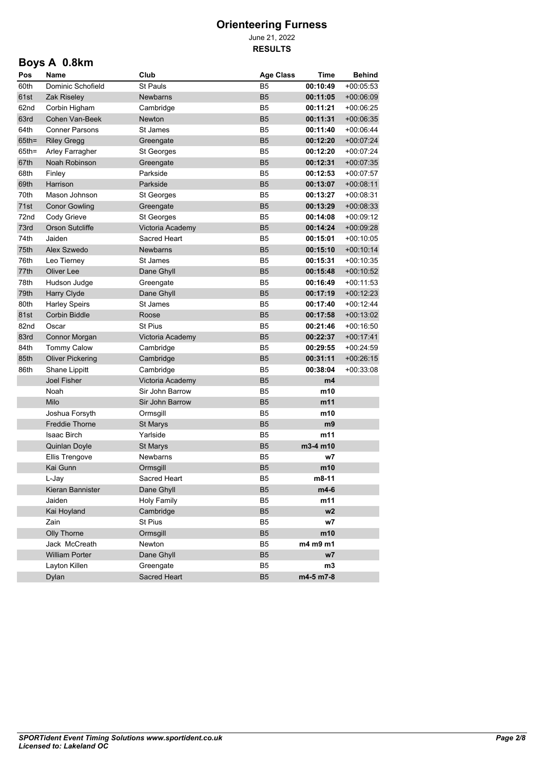# Orienteering Furness

June 21, 2022

**RESULTS**

## Boys A 0.8km

| Pos | Name | Club | Age Class | Time | Behind |
|---|---|---|---|---|---|
| 60th | Dominic Schofield | St Pauls | B5 | **00:10:49** | +00:05:53 |
| 61st | Zak Riseley | Newbarns | B5 | **00:11:05** | +00:06:09 |
| 62nd | Corbin Higham | Cambridge | B5 | **00:11:21** | +00:06:25 |
| 63rd | Cohen Van-Beek | Newton | B5 | **00:11:31** | +00:06:35 |
| 64th | Conner Parsons | St James | B5 | **00:11:40** | +00:06:44 |
| 65th= | Riley Gregg | Greengate | B5 | **00:12:20** | +00:07:24 |
| 65th= | Arley Farragher | St Georges | B5 | **00:12:20** | +00:07:24 |
| 67th | Noah Robinson | Greengate | B5 | **00:12:31** | +00:07:35 |
| 68th | Finley | Parkside | B5 | **00:12:53** | +00:07:57 |
| 69th | Harrison | Parkside | B5 | **00:13:07** | +00:08:11 |
| 70th | Mason Johnson | St Georges | B5 | **00:13:27** | +00:08:31 |
| 71st | Conor Gowling | Greengate | B5 | **00:13:29** | +00:08:33 |
| 72nd | Cody Grieve | St Georges | B5 | **00:14:08** | +00:09:12 |
| 73rd | Orson Sutcliffe | Victoria Academy | B5 | **00:14:24** | +00:09:28 |
| 74th | Jaiden | Sacred Heart | B5 | **00:15:01** | +00:10:05 |
| 75th | Alex Szwedo | Newbarns | B5 | **00:15:10** | +00:10:14 |
| 76th | Leo Tierney | St James | B5 | **00:15:31** | +00:10:35 |
| 77th | Oliver Lee | Dane Ghyll | B5 | **00:15:48** | +00:10:52 |
| 78th | Hudson Judge | Greengate | B5 | **00:16:49** | +00:11:53 |
| 79th | Harry Clyde | Dane Ghyll | B5 | **00:17:19** | +00:12:23 |
| 80th | Harley Speirs | St James | B5 | **00:17:40** | +00:12:44 |
| 81st | Corbin Biddle | Roose | B5 | **00:17:58** | +00:13:02 |
| 82nd | Oscar | St Pius | B5 | **00:21:46** | +00:16:50 |
| 83rd | Connor Morgan | Victoria Academy | B5 | **00:22:37** | +00:17:41 |
| 84th | Tommy Calow | Cambridge | B5 | **00:29:55** | +00:24:59 |
| 85th | Oliver Pickering | Cambridge | B5 | **00:31:11** | +00:26:15 |
| 86th | Shane Lippitt | Cambridge | B5 | **00:38:04** | +00:33:08 |
| | Joel Fisher | Victoria Academy | B5 | **m4** | |
| | Noah | Sir John Barrow | B5 | **m10** | |
| | Milo | Sir John Barrow | B5 | **m11** | |
| | Joshua Forsyth | Ormsgill | B5 | **m10** | |
| | Freddie Thorne | St Marys | B5 | **m9** | |
| | Isaac Birch | Yarlside | B5 | **m11** | |
| | Quinlan Doyle | St Marys | B5 | **m3-4 m10** | |
| | Ellis Trengove | Newbarns | B5 | **w7** | |
| | Kai Gunn | Ormsgill | B5 | **m10** | |
| | L-Jay | Sacred Heart | B5 | **m8-11** | |
| | Kieran Bannister | Dane Ghyll | B5 | **m4-6** | |
| | Jaiden | Holy Family | B5 | **m11** | |
| | Kai Hoyland | Cambridge | B5 | **w2** | |
| | Zain | St Pius | B5 | **w7** | |
| | Olly Thorne | Ormsgill | B5 | **m10** | |
| | Jack McCreath | Newton | B5 | **m4 m9 m1** | |
| | William Porter | Dane Ghyll | B5 | **w7** | |
| | Layton Killen | Greengate | B5 | **m3** | |
| | Dylan | Sacred Heart | B5 | **m4-5 m7-8** | |

*SPORTident Event Timing Solutions www.sportident.co.uk*
*Licensed to: Lakeland OC*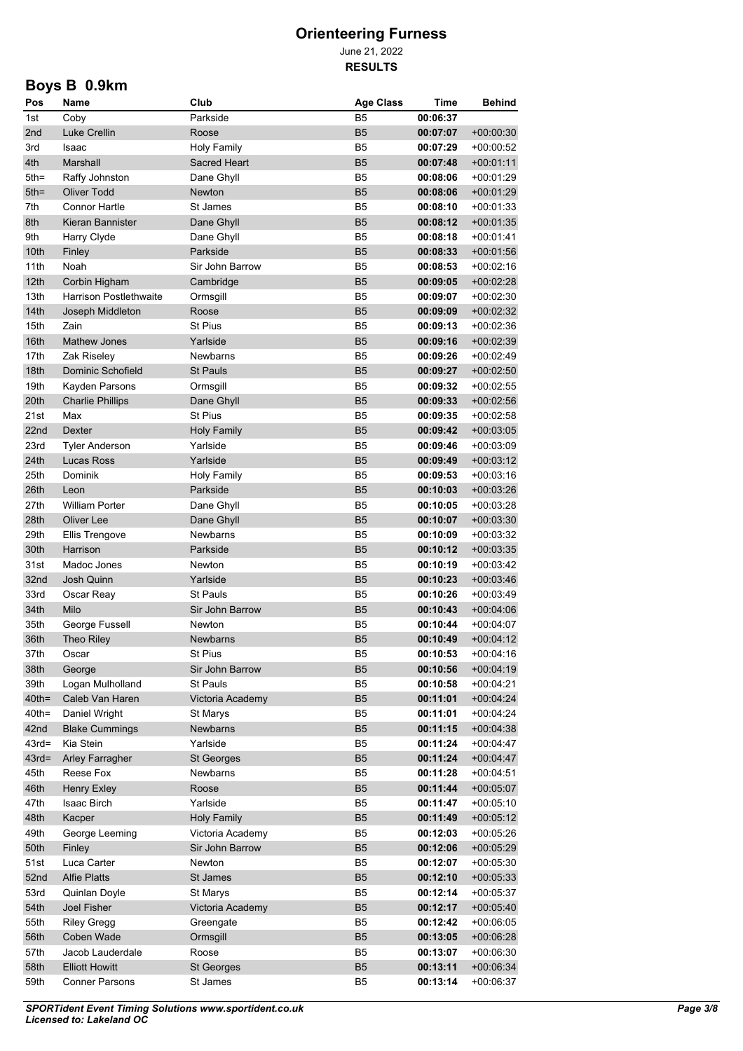# Orienteering Furness

June 21, 2022

**RESULTS**

## Boys B 0.9km

| Pos | Name | Club | Age Class | Time | Behind |
|---|---|---|---|---|---|
| 1st | Coby | Parkside | B5 | **00:06:37** | |
| 2nd | Luke Crellin | Roose | B5 | **00:07:07** | +00:00:30 |
| 3rd | Isaac | Holy Family | B5 | **00:07:29** | +00:00:52 |
| 4th | Marshall | Sacred Heart | B5 | **00:07:48** | +00:01:11 |
| 5th= | Raffy Johnston | Dane Ghyll | B5 | **00:08:06** | +00:01:29 |
| 5th= | Oliver Todd | Newton | B5 | **00:08:06** | +00:01:29 |
| 7th | Connor Hartle | St James | B5 | **00:08:10** | +00:01:33 |
| 8th | Kieran Bannister | Dane Ghyll | B5 | **00:08:12** | +00:01:35 |
| 9th | Harry Clyde | Dane Ghyll | B5 | **00:08:18** | +00:01:41 |
| 10th | Finley | Parkside | B5 | **00:08:33** | +00:01:56 |
| 11th | Noah | Sir John Barrow | B5 | **00:08:53** | +00:02:16 |
| 12th | Corbin Higham | Cambridge | B5 | **00:09:05** | +00:02:28 |
| 13th | Harrison Postlethwaite | Ormsgill | B5 | **00:09:07** | +00:02:30 |
| 14th | Joseph Middleton | Roose | B5 | **00:09:09** | +00:02:32 |
| 15th | Zain | St Pius | B5 | **00:09:13** | +00:02:36 |
| 16th | Mathew Jones | Yarlside | B5 | **00:09:16** | +00:02:39 |
| 17th | Zak Riseley | Newbarns | B5 | **00:09:26** | +00:02:49 |
| 18th | Dominic Schofield | St Pauls | B5 | **00:09:27** | +00:02:50 |
| 19th | Kayden Parsons | Ormsgill | B5 | **00:09:32** | +00:02:55 |
| 20th | Charlie Phillips | Dane Ghyll | B5 | **00:09:33** | +00:02:56 |
| 21st | Max | St Pius | B5 | **00:09:35** | +00:02:58 |
| 22nd | Dexter | Holy Family | B5 | **00:09:42** | +00:03:05 |
| 23rd | Tyler Anderson | Yarlside | B5 | **00:09:46** | +00:03:09 |
| 24th | Lucas Ross | Yarlside | B5 | **00:09:49** | +00:03:12 |
| 25th | Dominik | Holy Family | B5 | **00:09:53** | +00:03:16 |
| 26th | Leon | Parkside | B5 | **00:10:03** | +00:03:26 |
| 27th | William Porter | Dane Ghyll | B5 | **00:10:05** | +00:03:28 |
| 28th | Oliver Lee | Dane Ghyll | B5 | **00:10:07** | +00:03:30 |
| 29th | Ellis Trengove | Newbarns | B5 | **00:10:09** | +00:03:32 |
| 30th | Harrison | Parkside | B5 | **00:10:12** | +00:03:35 |
| 31st | Madoc Jones | Newton | B5 | **00:10:19** | +00:03:42 |
| 32nd | Josh Quinn | Yarlside | B5 | **00:10:23** | +00:03:46 |
| 33rd | Oscar Reay | St Pauls | B5 | **00:10:26** | +00:03:49 |
| 34th | Milo | Sir John Barrow | B5 | **00:10:43** | +00:04:06 |
| 35th | George Fussell | Newton | B5 | **00:10:44** | +00:04:07 |
| 36th | Theo Riley | Newbarns | B5 | **00:10:49** | +00:04:12 |
| 37th | Oscar | St Pius | B5 | **00:10:53** | +00:04:16 |
| 38th | George | Sir John Barrow | B5 | **00:10:56** | +00:04:19 |
| 39th | Logan Mulholland | St Pauls | B5 | **00:10:58** | +00:04:21 |
| 40th= | Caleb Van Haren | Victoria Academy | B5 | **00:11:01** | +00:04:24 |
| 40th= | Daniel Wright | St Marys | B5 | **00:11:01** | +00:04:24 |
| 42nd | Blake Cummings | Newbarns | B5 | **00:11:15** | +00:04:38 |
| 43rd= | Kia Stein | Yarlside | B5 | **00:11:24** | +00:04:47 |
| 43rd= | Arley Farragher | St Georges | B5 | **00:11:24** | +00:04:47 |
| 45th | Reese Fox | Newbarns | B5 | **00:11:28** | +00:04:51 |
| 46th | Henry Exley | Roose | B5 | **00:11:44** | +00:05:07 |
| 47th | Isaac Birch | Yarlside | B5 | **00:11:47** | +00:05:10 |
| 48th | Kacper | Holy Family | B5 | **00:11:49** | +00:05:12 |
| 49th | George Leeming | Victoria Academy | B5 | **00:12:03** | +00:05:26 |
| 50th | Finley | Sir John Barrow | B5 | **00:12:06** | +00:05:29 |
| 51st | Luca Carter | Newton | B5 | **00:12:07** | +00:05:30 |
| 52nd | Alfie Platts | St James | B5 | **00:12:10** | +00:05:33 |
| 53rd | Quinlan Doyle | St Marys | B5 | **00:12:14** | +00:05:37 |
| 54th | Joel Fisher | Victoria Academy | B5 | **00:12:17** | +00:05:40 |
| 55th | Riley Gregg | Greengate | B5 | **00:12:42** | +00:06:05 |
| 56th | Coben Wade | Ormsgill | B5 | **00:13:05** | +00:06:28 |
| 57th | Jacob Lauderdale | Roose | B5 | **00:13:07** | +00:06:30 |
| 58th | Elliott Howitt | St Georges | B5 | **00:13:11** | +00:06:34 |
| 59th | Conner Parsons | St James | B5 | **00:13:14** | +00:06:37 |

*SPORTident Event Timing Solutions www.sportident.co.uk*
*Licensed to: Lakeland OC*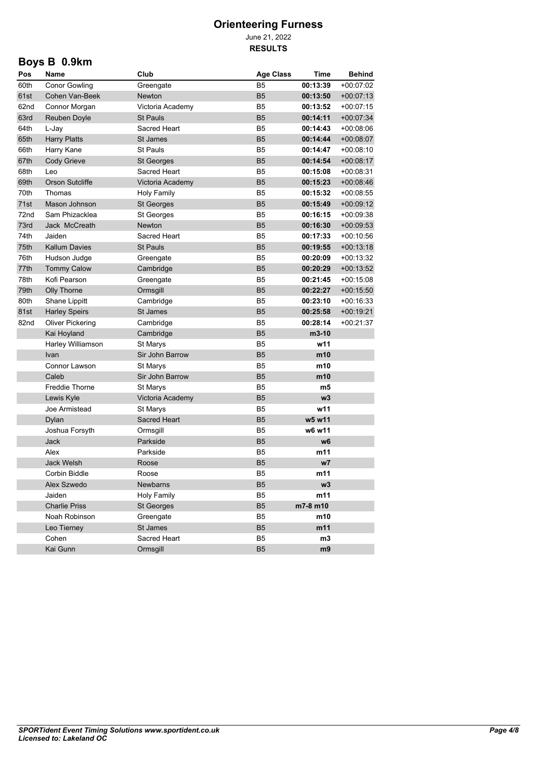# Orienteering Furness

June 21, 2022

**RESULTS**

## Boys B 0.9km

| Pos | Name | Club | Age Class | Time | Behind |
|---|---|---|---|---|---|
| 60th | Conor Gowling | Greengate | B5 | **00:13:39** | +00:07:02 |
| 61st | Cohen Van-Beek | Newton | B5 | **00:13:50** | +00:07:13 |
| 62nd | Connor Morgan | Victoria Academy | B5 | **00:13:52** | +00:07:15 |
| 63rd | Reuben Doyle | St Pauls | B5 | **00:14:11** | +00:07:34 |
| 64th | L-Jay | Sacred Heart | B5 | **00:14:43** | +00:08:06 |
| 65th | Harry Platts | St James | B5 | **00:14:44** | +00:08:07 |
| 66th | Harry Kane | St Pauls | B5 | **00:14:47** | +00:08:10 |
| 67th | Cody Grieve | St Georges | B5 | **00:14:54** | +00:08:17 |
| 68th | Leo | Sacred Heart | B5 | **00:15:08** | +00:08:31 |
| 69th | Orson Sutcliffe | Victoria Academy | B5 | **00:15:23** | +00:08:46 |
| 70th | Thomas | Holy Family | B5 | **00:15:32** | +00:08:55 |
| 71st | Mason Johnson | St Georges | B5 | **00:15:49** | +00:09:12 |
| 72nd | Sam Phizacklea | St Georges | B5 | **00:16:15** | +00:09:38 |
| 73rd | Jack McCreath | Newton | B5 | **00:16:30** | +00:09:53 |
| 74th | Jaiden | Sacred Heart | B5 | **00:17:33** | +00:10:56 |
| 75th | Kallum Davies | St Pauls | B5 | **00:19:55** | +00:13:18 |
| 76th | Hudson Judge | Greengate | B5 | **00:20:09** | +00:13:32 |
| 77th | Tommy Calow | Cambridge | B5 | **00:20:29** | +00:13:52 |
| 78th | Kofi Pearson | Greengate | B5 | **00:21:45** | +00:15:08 |
| 79th | Olly Thorne | Ormsgill | B5 | **00:22:27** | +00:15:50 |
| 80th | Shane Lippitt | Cambridge | B5 | **00:23:10** | +00:16:33 |
| 81st | Harley Speirs | St James | B5 | **00:25:58** | +00:19:21 |
| 82nd | Oliver Pickering | Cambridge | B5 | **00:28:14** | +00:21:37 |
| | Kai Hoyland | Cambridge | B5 | **m3-10** | |
| | Harley Williamson | St Marys | B5 | **w11** | |
| | Ivan | Sir John Barrow | B5 | **m10** | |
| | Connor Lawson | St Marys | B5 | **m10** | |
| | Caleb | Sir John Barrow | B5 | **m10** | |
| | Freddie Thorne | St Marys | B5 | **m5** | |
| | Lewis Kyle | Victoria Academy | B5 | **w3** | |
| | Joe Armistead | St Marys | B5 | **w11** | |
| | Dylan | Sacred Heart | B5 | **w5 w11** | |
| | Joshua Forsyth | Ormsgill | B5 | **w6 w11** | |
| | Jack | Parkside | B5 | **w6** | |
| | Alex | Parkside | B5 | **m11** | |
| | Jack Welsh | Roose | B5 | **w7** | |
| | Corbin Biddle | Roose | B5 | **m11** | |
| | Alex Szwedo | Newbarns | B5 | **w3** | |
| | Jaiden | Holy Family | B5 | **m11** | |
| | Charlie Priss | St Georges | B5 | **m7-8 m10** | |
| | Noah Robinson | Greengate | B5 | **m10** | |
| | Leo Tierney | St James | B5 | **m11** | |
| | Cohen | Sacred Heart | B5 | **m3** | |
| | Kai Gunn | Ormsgill | B5 | **m9** | |

*SPORTident Event Timing Solutions www.sportident.co.uk*
*Licensed to: Lakeland OC*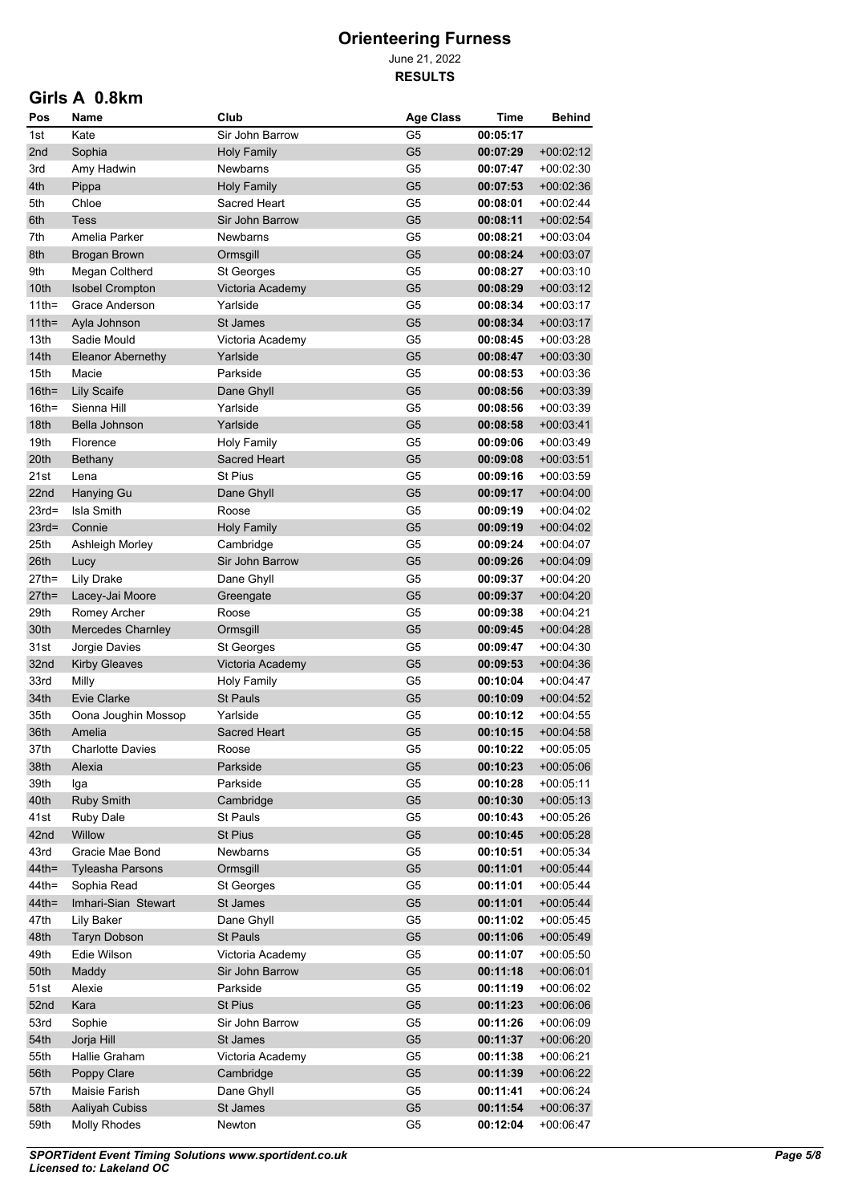# Orienteering Furness

June 21, 2022

**RESULTS**

## Girls A 0.8km

| Pos | Name | Club | Age Class | Time | Behind |
|---|---|---|---|---|---|
| 1st | Kate | Sir John Barrow | G5 | **00:05:17** | |
| 2nd | Sophia | Holy Family | G5 | **00:07:29** | +00:02:12 |
| 3rd | Amy Hadwin | Newbarns | G5 | **00:07:47** | +00:02:30 |
| 4th | Pippa | Holy Family | G5 | **00:07:53** | +00:02:36 |
| 5th | Chloe | Sacred Heart | G5 | **00:08:01** | +00:02:44 |
| 6th | Tess | Sir John Barrow | G5 | **00:08:11** | +00:02:54 |
| 7th | Amelia Parker | Newbarns | G5 | **00:08:21** | +00:03:04 |
| 8th | Brogan Brown | Ormsgill | G5 | **00:08:24** | +00:03:07 |
| 9th | Megan Coltherd | St Georges | G5 | **00:08:27** | +00:03:10 |
| 10th | Isobel Crompton | Victoria Academy | G5 | **00:08:29** | +00:03:12 |
| 11th= | Grace Anderson | Yarlside | G5 | **00:08:34** | +00:03:17 |
| 11th= | Ayla Johnson | St James | G5 | **00:08:34** | +00:03:17 |
| 13th | Sadie Mould | Victoria Academy | G5 | **00:08:45** | +00:03:28 |
| 14th | Eleanor Abernethy | Yarlside | G5 | **00:08:47** | +00:03:30 |
| 15th | Macie | Parkside | G5 | **00:08:53** | +00:03:36 |
| 16th= | Lily Scaife | Dane Ghyll | G5 | **00:08:56** | +00:03:39 |
| 16th= | Sienna Hill | Yarlside | G5 | **00:08:56** | +00:03:39 |
| 18th | Bella Johnson | Yarlside | G5 | **00:08:58** | +00:03:41 |
| 19th | Florence | Holy Family | G5 | **00:09:06** | +00:03:49 |
| 20th | Bethany | Sacred Heart | G5 | **00:09:08** | +00:03:51 |
| 21st | Lena | St Pius | G5 | **00:09:16** | +00:03:59 |
| 22nd | Hanying Gu | Dane Ghyll | G5 | **00:09:17** | +00:04:00 |
| 23rd= | Isla Smith | Roose | G5 | **00:09:19** | +00:04:02 |
| 23rd= | Connie | Holy Family | G5 | **00:09:19** | +00:04:02 |
| 25th | Ashleigh Morley | Cambridge | G5 | **00:09:24** | +00:04:07 |
| 26th | Lucy | Sir John Barrow | G5 | **00:09:26** | +00:04:09 |
| 27th= | Lily Drake | Dane Ghyll | G5 | **00:09:37** | +00:04:20 |
| 27th= | Lacey-Jai Moore | Greengate | G5 | **00:09:37** | +00:04:20 |
| 29th | Romey Archer | Roose | G5 | **00:09:38** | +00:04:21 |
| 30th | Mercedes Charnley | Ormsgill | G5 | **00:09:45** | +00:04:28 |
| 31st | Jorgie Davies | St Georges | G5 | **00:09:47** | +00:04:30 |
| 32nd | Kirby Gleaves | Victoria Academy | G5 | **00:09:53** | +00:04:36 |
| 33rd | Milly | Holy Family | G5 | **00:10:04** | +00:04:47 |
| 34th | Evie Clarke | St Pauls | G5 | **00:10:09** | +00:04:52 |
| 35th | Oona Joughin Mossop | Yarlside | G5 | **00:10:12** | +00:04:55 |
| 36th | Amelia | Sacred Heart | G5 | **00:10:15** | +00:04:58 |
| 37th | Charlotte Davies | Roose | G5 | **00:10:22** | +00:05:05 |
| 38th | Alexia | Parkside | G5 | **00:10:23** | +00:05:06 |
| 39th | Iga | Parkside | G5 | **00:10:28** | +00:05:11 |
| 40th | Ruby Smith | Cambridge | G5 | **00:10:30** | +00:05:13 |
| 41st | Ruby Dale | St Pauls | G5 | **00:10:43** | +00:05:26 |
| 42nd | Willow | St Pius | G5 | **00:10:45** | +00:05:28 |
| 43rd | Gracie Mae Bond | Newbarns | G5 | **00:10:51** | +00:05:34 |
| 44th= | Tyleasha Parsons | Ormsgill | G5 | **00:11:01** | +00:05:44 |
| 44th= | Sophia Read | St Georges | G5 | **00:11:01** | +00:05:44 |
| 44th= | Imhari-Sian Stewart | St James | G5 | **00:11:01** | +00:05:44 |
| 47th | Lily Baker | Dane Ghyll | G5 | **00:11:02** | +00:05:45 |
| 48th | Taryn Dobson | St Pauls | G5 | **00:11:06** | +00:05:49 |
| 49th | Edie Wilson | Victoria Academy | G5 | **00:11:07** | +00:05:50 |
| 50th | Maddy | Sir John Barrow | G5 | **00:11:18** | +00:06:01 |
| 51st | Alexie | Parkside | G5 | **00:11:19** | +00:06:02 |
| 52nd | Kara | St Pius | G5 | **00:11:23** | +00:06:06 |
| 53rd | Sophie | Sir John Barrow | G5 | **00:11:26** | +00:06:09 |
| 54th | Jorja Hill | St James | G5 | **00:11:37** | +00:06:20 |
| 55th | Hallie Graham | Victoria Academy | G5 | **00:11:38** | +00:06:21 |
| 56th | Poppy Clare | Cambridge | G5 | **00:11:39** | +00:06:22 |
| 57th | Maisie Farish | Dane Ghyll | G5 | **00:11:41** | +00:06:24 |
| 58th | Aaliyah Cubiss | St James | G5 | **00:11:54** | +00:06:37 |
| 59th | Molly Rhodes | Newton | G5 | **00:12:04** | +00:06:47 |

*SPORTident Event Timing Solutions www.sportident.co.uk*
*Licensed to: Lakeland OC*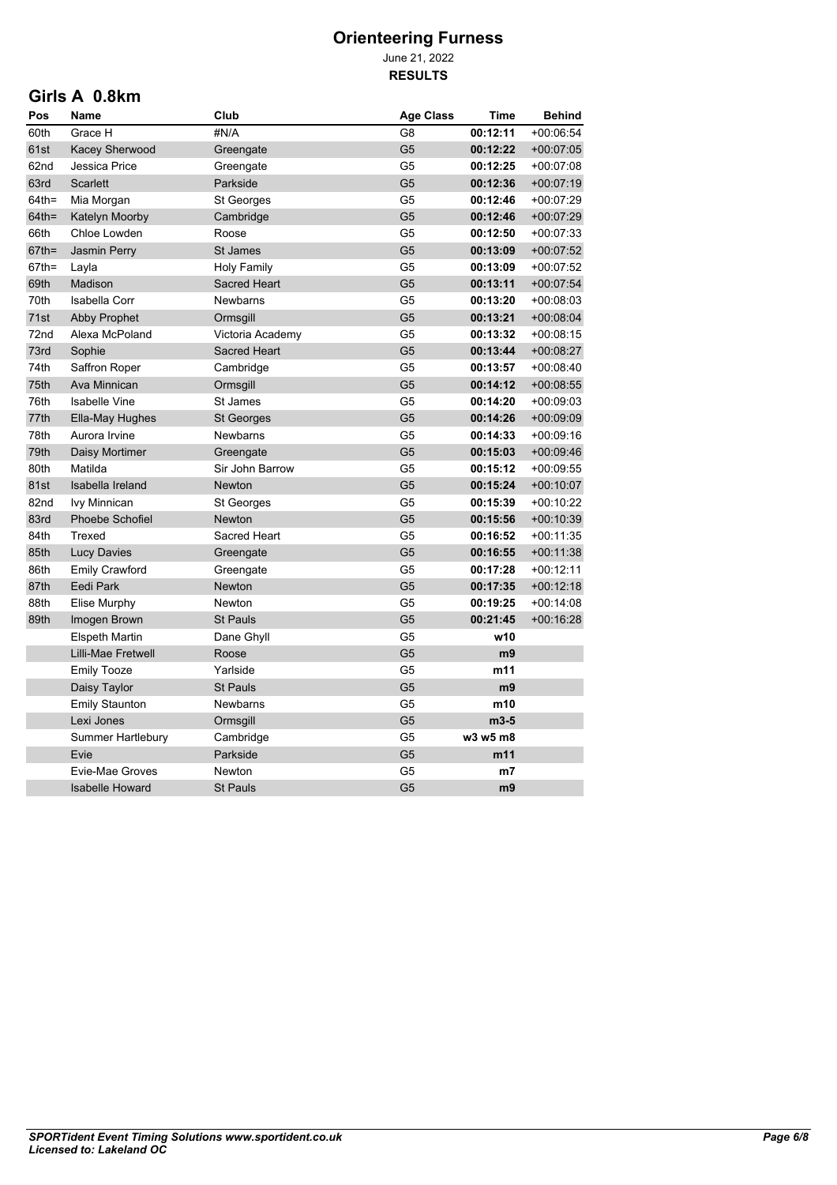# Orienteering Furness

June 21, 2022

**RESULTS**

## Girls A 0.8km

| Pos | Name | Club | Age Class | Time | Behind |
|---|---|---|---|---|---|
| 60th | Grace H | #N/A | G8 | **00:12:11** | +00:06:54 |
| 61st | Kacey Sherwood | Greengate | G5 | **00:12:22** | +00:07:05 |
| 62nd | Jessica Price | Greengate | G5 | **00:12:25** | +00:07:08 |
| 63rd | Scarlett | Parkside | G5 | **00:12:36** | +00:07:19 |
| 64th= | Mia Morgan | St Georges | G5 | **00:12:46** | +00:07:29 |
| 64th= | Katelyn Moorby | Cambridge | G5 | **00:12:46** | +00:07:29 |
| 66th | Chloe Lowden | Roose | G5 | **00:12:50** | +00:07:33 |
| 67th= | Jasmin Perry | St James | G5 | **00:13:09** | +00:07:52 |
| 67th= | Layla | Holy Family | G5 | **00:13:09** | +00:07:52 |
| 69th | Madison | Sacred Heart | G5 | **00:13:11** | +00:07:54 |
| 70th | Isabella Corr | Newbarns | G5 | **00:13:20** | +00:08:03 |
| 71st | Abby Prophet | Ormsgill | G5 | **00:13:21** | +00:08:04 |
| 72nd | Alexa McPoland | Victoria Academy | G5 | **00:13:32** | +00:08:15 |
| 73rd | Sophie | Sacred Heart | G5 | **00:13:44** | +00:08:27 |
| 74th | Saffron Roper | Cambridge | G5 | **00:13:57** | +00:08:40 |
| 75th | Ava Minnican | Ormsgill | G5 | **00:14:12** | +00:08:55 |
| 76th | Isabelle Vine | St James | G5 | **00:14:20** | +00:09:03 |
| 77th | Ella-May Hughes | St Georges | G5 | **00:14:26** | +00:09:09 |
| 78th | Aurora Irvine | Newbarns | G5 | **00:14:33** | +00:09:16 |
| 79th | Daisy Mortimer | Greengate | G5 | **00:15:03** | +00:09:46 |
| 80th | Matilda | Sir John Barrow | G5 | **00:15:12** | +00:09:55 |
| 81st | Isabella Ireland | Newton | G5 | **00:15:24** | +00:10:07 |
| 82nd | Ivy Minnican | St Georges | G5 | **00:15:39** | +00:10:22 |
| 83rd | Phoebe Schofiel | Newton | G5 | **00:15:56** | +00:10:39 |
| 84th | Trexed | Sacred Heart | G5 | **00:16:52** | +00:11:35 |
| 85th | Lucy Davies | Greengate | G5 | **00:16:55** | +00:11:38 |
| 86th | Emily Crawford | Greengate | G5 | **00:17:28** | +00:12:11 |
| 87th | Eedi Park | Newton | G5 | **00:17:35** | +00:12:18 |
| 88th | Elise Murphy | Newton | G5 | **00:19:25** | +00:14:08 |
| 89th | Imogen Brown | St Pauls | G5 | **00:21:45** | +00:16:28 |
| | Elspeth Martin | Dane Ghyll | G5 | **w10** | |
| | Lilli-Mae Fretwell | Roose | G5 | **m9** | |
| | Emily Tooze | Yarlside | G5 | **m11** | |
| | Daisy Taylor | St Pauls | G5 | **m9** | |
| | Emily Staunton | Newbarns | G5 | **m10** | |
| | Lexi Jones | Ormsgill | G5 | **m3-5** | |
| | Summer Hartlebury | Cambridge | G5 | **w3 w5 m8** | |
| | Evie | Parkside | G5 | **m11** | |
| | Evie-Mae Groves | Newton | G5 | **m7** | |
| | Isabelle Howard | St Pauls | G5 | **m9** | |

***SPORTident Event Timing Solutions www.sportident.co.uk***
***Licensed to: Lakeland OC***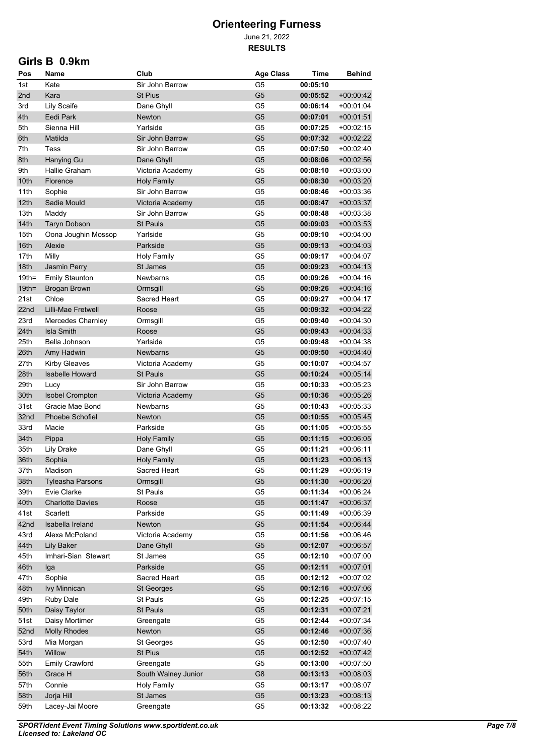# Orienteering Furness

June 21, 2022

**RESULTS**

## Girls B 0.9km

| Pos | Name | Club | Age Class | Time | Behind |
|---|---|---|---|---|---|
| 1st | Kate | Sir John Barrow | G5 | **00:05:10** | |
| 2nd | Kara | St Pius | G5 | **00:05:52** | +00:00:42 |
| 3rd | Lily Scaife | Dane Ghyll | G5 | **00:06:14** | +00:01:04 |
| 4th | Eedi Park | Newton | G5 | **00:07:01** | +00:01:51 |
| 5th | Sienna Hill | Yarlside | G5 | **00:07:25** | +00:02:15 |
| 6th | Matilda | Sir John Barrow | G5 | **00:07:32** | +00:02:22 |
| 7th | Tess | Sir John Barrow | G5 | **00:07:50** | +00:02:40 |
| 8th | Hanying Gu | Dane Ghyll | G5 | **00:08:06** | +00:02:56 |
| 9th | Hallie Graham | Victoria Academy | G5 | **00:08:10** | +00:03:00 |
| 10th | Florence | Holy Family | G5 | **00:08:30** | +00:03:20 |
| 11th | Sophie | Sir John Barrow | G5 | **00:08:46** | +00:03:36 |
| 12th | Sadie Mould | Victoria Academy | G5 | **00:08:47** | +00:03:37 |
| 13th | Maddy | Sir John Barrow | G5 | **00:08:48** | +00:03:38 |
| 14th | Taryn Dobson | St Pauls | G5 | **00:09:03** | +00:03:53 |
| 15th | Oona Joughin Mossop | Yarlside | G5 | **00:09:10** | +00:04:00 |
| 16th | Alexie | Parkside | G5 | **00:09:13** | +00:04:03 |
| 17th | Milly | Holy Family | G5 | **00:09:17** | +00:04:07 |
| 18th | Jasmin Perry | St James | G5 | **00:09:23** | +00:04:13 |
| 19th= | Emily Staunton | Newbarns | G5 | **00:09:26** | +00:04:16 |
| 19th= | Brogan Brown | Ormsgill | G5 | **00:09:26** | +00:04:16 |
| 21st | Chloe | Sacred Heart | G5 | **00:09:27** | +00:04:17 |
| 22nd | Lilli-Mae Fretwell | Roose | G5 | **00:09:32** | +00:04:22 |
| 23rd | Mercedes Charnley | Ormsgill | G5 | **00:09:40** | +00:04:30 |
| 24th | Isla Smith | Roose | G5 | **00:09:43** | +00:04:33 |
| 25th | Bella Johnson | Yarlside | G5 | **00:09:48** | +00:04:38 |
| 26th | Amy Hadwin | Newbarns | G5 | **00:09:50** | +00:04:40 |
| 27th | Kirby Gleaves | Victoria Academy | G5 | **00:10:07** | +00:04:57 |
| 28th | Isabelle Howard | St Pauls | G5 | **00:10:24** | +00:05:14 |
| 29th | Lucy | Sir John Barrow | G5 | **00:10:33** | +00:05:23 |
| 30th | Isobel Crompton | Victoria Academy | G5 | **00:10:36** | +00:05:26 |
| 31st | Gracie Mae Bond | Newbarns | G5 | **00:10:43** | +00:05:33 |
| 32nd | Phoebe Schofiel | Newton | G5 | **00:10:55** | +00:05:45 |
| 33rd | Macie | Parkside | G5 | **00:11:05** | +00:05:55 |
| 34th | Pippa | Holy Family | G5 | **00:11:15** | +00:06:05 |
| 35th | Lily Drake | Dane Ghyll | G5 | **00:11:21** | +00:06:11 |
| 36th | Sophia | Holy Family | G5 | **00:11:23** | +00:06:13 |
| 37th | Madison | Sacred Heart | G5 | **00:11:29** | +00:06:19 |
| 38th | Tyleasha Parsons | Ormsgill | G5 | **00:11:30** | +00:06:20 |
| 39th | Evie Clarke | St Pauls | G5 | **00:11:34** | +00:06:24 |
| 40th | Charlotte Davies | Roose | G5 | **00:11:47** | +00:06:37 |
| 41st | Scarlett | Parkside | G5 | **00:11:49** | +00:06:39 |
| 42nd | Isabella Ireland | Newton | G5 | **00:11:54** | +00:06:44 |
| 43rd | Alexa McPoland | Victoria Academy | G5 | **00:11:56** | +00:06:46 |
| 44th | Lily Baker | Dane Ghyll | G5 | **00:12:07** | +00:06:57 |
| 45th | Imhari-Sian Stewart | St James | G5 | **00:12:10** | +00:07:00 |
| 46th | Iga | Parkside | G5 | **00:12:11** | +00:07:01 |
| 47th | Sophie | Sacred Heart | G5 | **00:12:12** | +00:07:02 |
| 48th | Ivy Minnican | St Georges | G5 | **00:12:16** | +00:07:06 |
| 49th | Ruby Dale | St Pauls | G5 | **00:12:25** | +00:07:15 |
| 50th | Daisy Taylor | St Pauls | G5 | **00:12:31** | +00:07:21 |
| 51st | Daisy Mortimer | Greengate | G5 | **00:12:44** | +00:07:34 |
| 52nd | Molly Rhodes | Newton | G5 | **00:12:46** | +00:07:36 |
| 53rd | Mia Morgan | St Georges | G5 | **00:12:50** | +00:07:40 |
| 54th | Willow | St Pius | G5 | **00:12:52** | +00:07:42 |
| 55th | Emily Crawford | Greengate | G5 | **00:13:00** | +00:07:50 |
| 56th | Grace H | South Walney Junior | G8 | **00:13:13** | +00:08:03 |
| 57th | Connie | Holy Family | G5 | **00:13:17** | +00:08:07 |
| 58th | Jorja Hill | St James | G5 | **00:13:23** | +00:08:13 |
| 59th | Lacey-Jai Moore | Greengate | G5 | **00:13:32** | +00:08:22 |

*SPORTident Event Timing Solutions www.sportident.co.uk*
*Licensed to: Lakeland OC*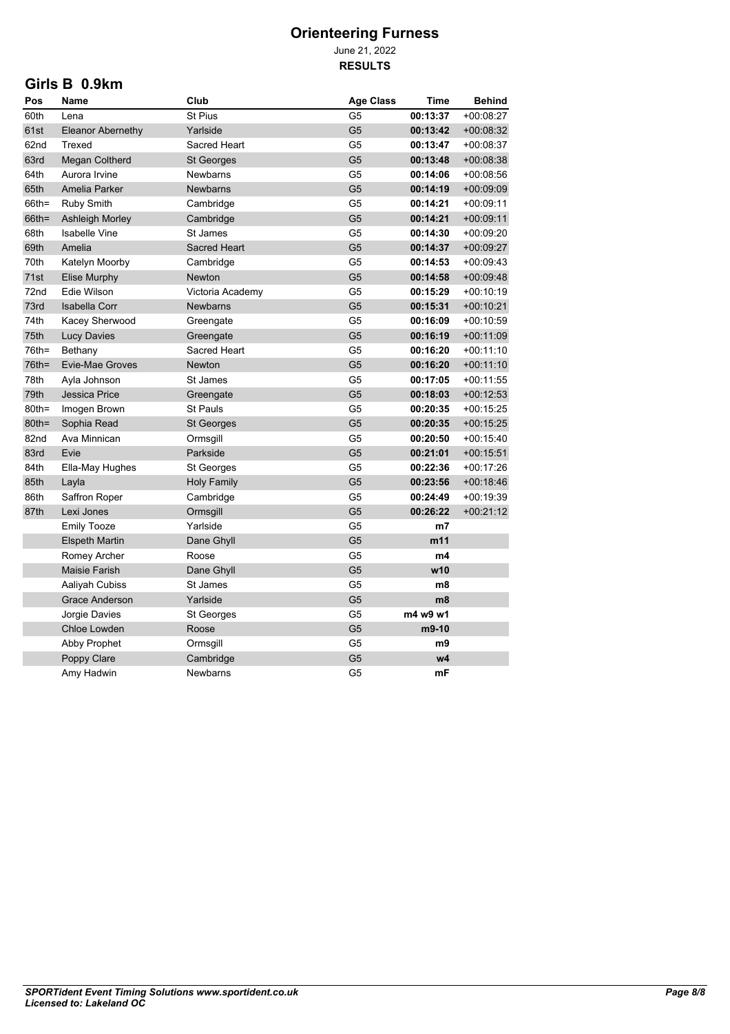# Orienteering Furness

June 21, 2022

**RESULTS**

## Girls B 0.9km

| Pos | Name | Club | Age Class | Time | Behind |
|---|---|---|---|---|---|
| 60th | Lena | St Pius | G5 | **00:13:37** | +00:08:27 |
| 61st | Eleanor Abernethy | Yarlside | G5 | **00:13:42** | +00:08:32 |
| 62nd | Trexed | Sacred Heart | G5 | **00:13:47** | +00:08:37 |
| 63rd | Megan Coltherd | St Georges | G5 | **00:13:48** | +00:08:38 |
| 64th | Aurora Irvine | Newbarns | G5 | **00:14:06** | +00:08:56 |
| 65th | Amelia Parker | Newbarns | G5 | **00:14:19** | +00:09:09 |
| 66th= | Ruby Smith | Cambridge | G5 | **00:14:21** | +00:09:11 |
| 66th= | Ashleigh Morley | Cambridge | G5 | **00:14:21** | +00:09:11 |
| 68th | Isabelle Vine | St James | G5 | **00:14:30** | +00:09:20 |
| 69th | Amelia | Sacred Heart | G5 | **00:14:37** | +00:09:27 |
| 70th | Katelyn Moorby | Cambridge | G5 | **00:14:53** | +00:09:43 |
| 71st | Elise Murphy | Newton | G5 | **00:14:58** | +00:09:48 |
| 72nd | Edie Wilson | Victoria Academy | G5 | **00:15:29** | +00:10:19 |
| 73rd | Isabella Corr | Newbarns | G5 | **00:15:31** | +00:10:21 |
| 74th | Kacey Sherwood | Greengate | G5 | **00:16:09** | +00:10:59 |
| 75th | Lucy Davies | Greengate | G5 | **00:16:19** | +00:11:09 |
| 76th= | Bethany | Sacred Heart | G5 | **00:16:20** | +00:11:10 |
| 76th= | Evie-Mae Groves | Newton | G5 | **00:16:20** | +00:11:10 |
| 78th | Ayla Johnson | St James | G5 | **00:17:05** | +00:11:55 |
| 79th | Jessica Price | Greengate | G5 | **00:18:03** | +00:12:53 |
| 80th= | Imogen Brown | St Pauls | G5 | **00:20:35** | +00:15:25 |
| 80th= | Sophia Read | St Georges | G5 | **00:20:35** | +00:15:25 |
| 82nd | Ava Minnican | Ormsgill | G5 | **00:20:50** | +00:15:40 |
| 83rd | Evie | Parkside | G5 | **00:21:01** | +00:15:51 |
| 84th | Ella-May Hughes | St Georges | G5 | **00:22:36** | +00:17:26 |
| 85th | Layla | Holy Family | G5 | **00:23:56** | +00:18:46 |
| 86th | Saffron Roper | Cambridge | G5 | **00:24:49** | +00:19:39 |
| 87th | Lexi Jones | Ormsgill | G5 | **00:26:22** | +00:21:12 |
| | Emily Tooze | Yarlside | G5 | **m7** | |
| | Elspeth Martin | Dane Ghyll | G5 | **m11** | |
| | Romey Archer | Roose | G5 | **m4** | |
| | Maisie Farish | Dane Ghyll | G5 | **w10** | |
| | Aaliyah Cubiss | St James | G5 | **m8** | |
| | Grace Anderson | Yarlside | G5 | **m8** | |
| | Jorgie Davies | St Georges | G5 | **m4 w9 w1** | |
| | Chloe Lowden | Roose | G5 | **m9-10** | |
| | Abby Prophet | Ormsgill | G5 | **m9** | |
| | Poppy Clare | Cambridge | G5 | **w4** | |
| | Amy Hadwin | Newbarns | G5 | **mF** | |

*SPORTident Event Timing Solutions www.sportident.co.uk*
*Licensed to: Lakeland OC*